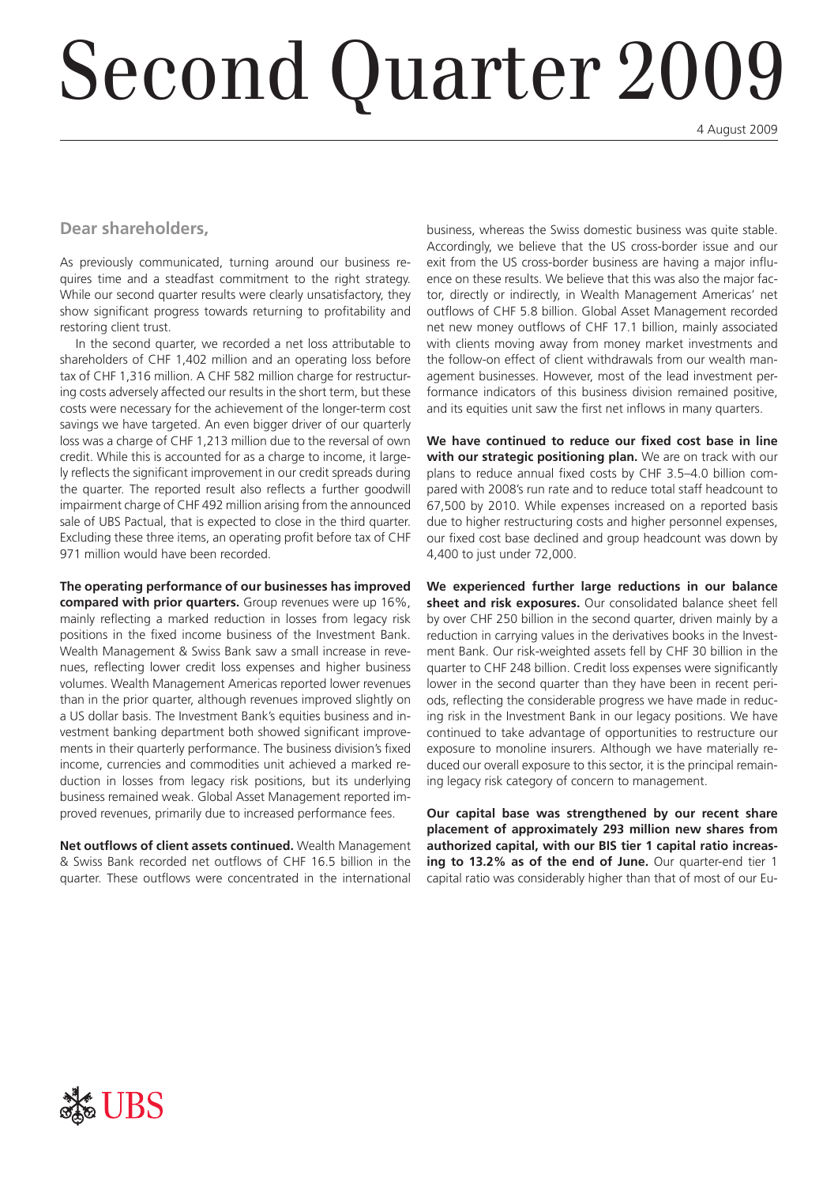# Second Quarter 2009

4 August 2009

## Dear shareholders,

As previously communicated, turning around our business requires time and a steadfast commitment to the right strategy. While our second quarter results were clearly unsatisfactory, they show significant progress towards returning to profitability and restoring client trust.

In the second quarter, we recorded a net loss attributable to shareholders of CHF 1,402 million and an operating loss before tax of CHF 1,316 million. A CHF 582 million charge for restructuring costs adversely affected our results in the short term, but these costs were necessary for the achievement of the longer-term cost savings we have targeted. An even bigger driver of our quarterly loss was a charge of CHF 1,213 million due to the reversal of own credit. While this is accounted for as a charge to income, it largely reflects the significant improvement in our credit spreads during the quarter. The reported result also reflects a further goodwill impairment charge of CHF 492 million arising from the announced sale of UBS Pactual, that is expected to close in the third quarter. Excluding these three items, an operating profit before tax of CHF 971 million would have been recorded.

**The operating performance of our businesses has improved compared with prior quarters.** Group revenues were up 16%, mainly reflecting a marked reduction in losses from legacy risk positions in the fixed income business of the Investment Bank. Wealth Management & Swiss Bank saw a small increase in revenues, reflecting lower credit loss expenses and higher business volumes. Wealth Management Americas reported lower revenues than in the prior quarter, although revenues improved slightly on a US dollar basis. The Investment Bank's equities business and investment banking department both showed significant improvements in their quarterly performance. The business division's fixed income, currencies and commodities unit achieved a marked reduction in losses from legacy risk positions, but its underlying business remained weak. Global Asset Management reported improved revenues, primarily due to increased performance fees.

**Net outflows of client assets continued.** Wealth Management & Swiss Bank recorded net outflows of CHF 16.5 billion in the quarter. These outflows were concentrated in the international business, whereas the Swiss domestic business was quite stable. Accordingly, we believe that the US cross-border issue and our exit from the US cross-border business are having a major influence on these results. We believe that this was also the major factor, directly or indirectly, in Wealth Management Americas' net outflows of CHF 5.8 billion. Global Asset Management recorded net new money outflows of CHF 17.1 billion, mainly associated with clients moving away from money market investments and the follow-on effect of client withdrawals from our wealth management businesses. However, most of the lead investment performance indicators of this business division remained positive, and its equities unit saw the first net inflows in many quarters.

**We have continued to reduce our fixed cost base in line with our strategic positioning plan.** We are on track with our plans to reduce annual fixed costs by CHF 3.5–4.0 billion compared with 2008's run rate and to reduce total staff headcount to 67,500 by 2010. While expenses increased on a reported basis due to higher restructuring costs and higher personnel expenses, our fixed cost base declined and group headcount was down by 4,400 to just under 72,000.

**We experienced further large reductions in our balance sheet and risk exposures.** Our consolidated balance sheet fell by over CHF 250 billion in the second quarter, driven mainly by a reduction in carrying values in the derivatives books in the Investment Bank. Our risk-weighted assets fell by CHF 30 billion in the quarter to CHF 248 billion. Credit loss expenses were significantly lower in the second quarter than they have been in recent periods, reflecting the considerable progress we have made in reducing risk in the Investment Bank in our legacy positions. We have continued to take advantage of opportunities to restructure our exposure to monoline insurers. Although we have materially reduced our overall exposure to this sector, it is the principal remaining legacy risk category of concern to management.

**Our capital base was strengthened by our recent share placement of approximately 293 million new shares from authorized capital, with our BIS tier 1 capital ratio increasing to 13.2% as of the end of June.** Our quarter-end tier 1 capital ratio was considerably higher than that of most of our Eu-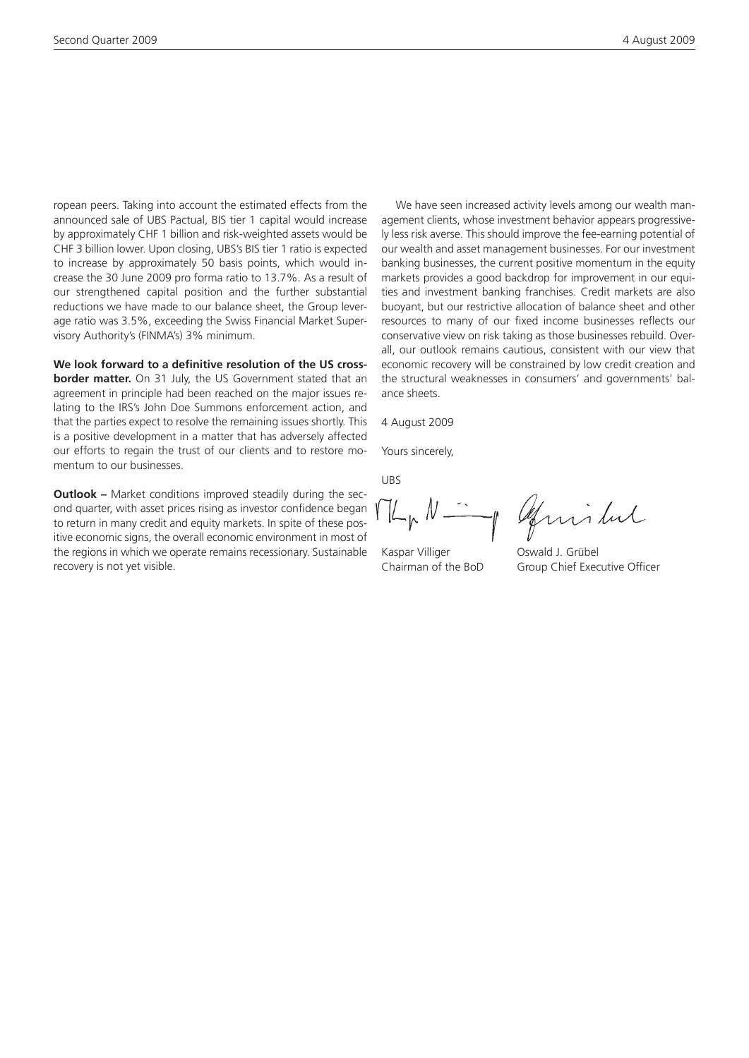ropean peers. Taking into account the estimated effects from the announced sale of UBS Pactual, BIS tier 1 capital would increase by approximately CHF 1 billion and risk-weighted assets would be CHF 3 billion lower. Upon closing, UBS's BIS tier 1 ratio is expected to increase by approximately 50 basis points, which would increase the 30 June 2009 pro forma ratio to 13.7%. As a result of our strengthened capital position and the further substantial reductions we have made to our balance sheet, the Group leverage ratio was 3.5%, exceeding the Swiss Financial Market Supervisory Authority's (FINMA's) 3% minimum.

**We look forward to a definitive resolution of the US cross-border matter.** On 31 July, the US Government stated that an agreement in principle had been reached on the major issues relating to the IRS's John Doe Summons enforcement action, and that the parties expect to resolve the remaining issues shortly. This is a positive development in a matter that has adversely affected our efforts to regain the trust of our clients and to restore momentum to our businesses.

**Outlook –** Market conditions improved steadily during the second quarter, with asset prices rising as investor confidence began to return in many credit and equity markets. In spite of these positive economic signs, the overall economic environment in most of the regions in which we operate remains recessionary. Sustainable recovery is not yet visible.

We have seen increased activity levels among our wealth management clients, whose investment behavior appears progressively less risk averse. This should improve the fee-earning potential of our wealth and asset management businesses. For our investment banking businesses, the current positive momentum in the equity markets provides a good backdrop for improvement in our equities and investment banking franchises. Credit markets are also buoyant, but our restrictive allocation of balance sheet and other resources to many of our fixed income businesses reflects our conservative view on risk taking as those businesses rebuild. Overall, our outlook remains cautious, consistent with our view that economic recovery will be constrained by low credit creation and the structural weaknesses in consumers' and governments' balance sheets.

4 August 2009

Yours sincerely,

UBS

Kaspar Villiger
Chairman of the BoD

Oswald J. Grübel
Group Chief Executive Officer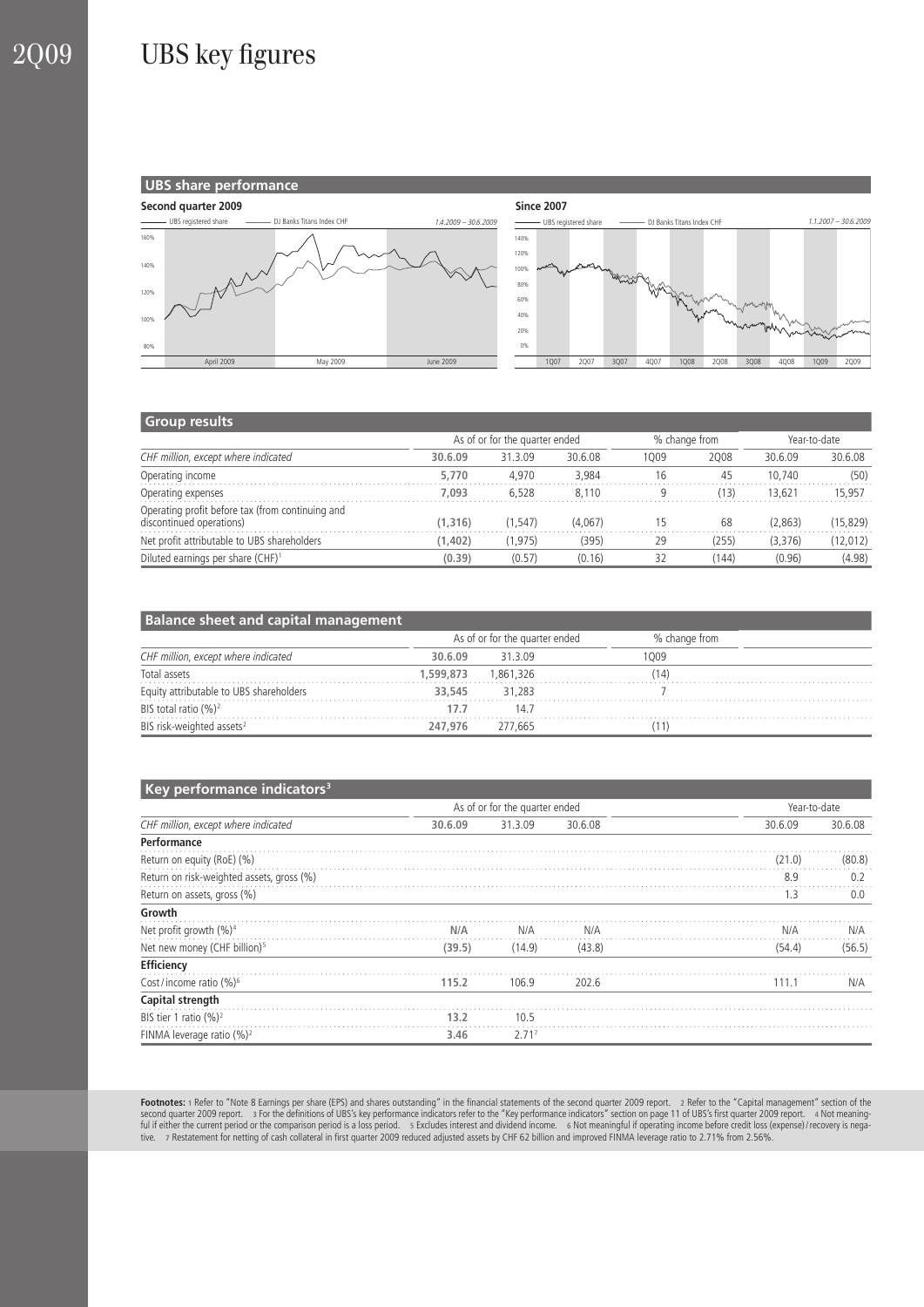# UBS key figures

## UBS share performance

**Second quarter 2009**

UBS registered share — DJ Banks Titans Index CHF — *1.4.2009 – 30.6.2009*

**Since 2007**

UBS registered share — DJ Banks Titans Index CHF — *1.1.2007 – 30.6.2009*

## Group results

| | As of or for the quarter ended | | | % change from | | Year-to-date | |
|---|---|---|---|---|---|---|---|
| *CHF million, except where indicated* | **30.6.09** | 31.3.09 | 30.6.08 | 1Q09 | 2Q08 | 30.6.09 | 30.6.08 |
| Operating income | **5,770** | 4,970 | 3,984 | 16 | 45 | 10,740 | (50) |
| Operating expenses | **7,093** | 6,528 | 8,110 | 9 | (13) | 13,621 | 15,957 |
| Operating profit before tax (from continuing and discontinued operations) | **(1,316)** | (1,547) | (4,067) | 15 | 68 | (2,863) | (15,829) |
| Net profit attributable to UBS shareholders | **(1,402)** | (1,975) | (395) | 29 | (255) | (3,376) | (12,012) |
| Diluted earnings per share (CHF)[1] | **(0.39)** | (0.57) | (0.16) | 32 | (144) | (0.96) | (4.98) |

## Balance sheet and capital management

| | As of or for the quarter ended | | % change from |
|---|---|---|---|
| *CHF million, except where indicated* | **30.6.09** | 31.3.09 | 1Q09 |
| Total assets | **1,599,873** | 1,861,326 | (14) |
| Equity attributable to UBS shareholders | **33,545** | 31,283 | 7 |
| BIS total ratio (%)[2] | **17.7** | 14.7 | |
| BIS risk-weighted assets[2] | **247,976** | 277,665 | (11) |

## Key performance indicators[3]

| | As of or for the quarter ended | | | Year-to-date | |
|---|---|---|---|---|---|
| *CHF million, except where indicated* | **30.6.09** | 31.3.09 | 30.6.08 | 30.6.09 | 30.6.08 |
| **Performance** | | | | | |
| Return on equity (RoE) (%) | | | | (21.0) | (80.8) |
| Return on risk-weighted assets, gross (%) | | | | 8.9 | 0.2 |
| Return on assets, gross (%) | | | | 1.3 | 0.0 |
| **Growth** | | | | | |
| Net profit growth (%)[4] | **N/A** | N/A | N/A | N/A | N/A |
| Net new money (CHF billion)[5] | **(39.5)** | (14.9) | (43.8) | (54.4) | (56.5) |
| **Efficiency** | | | | | |
| Cost/income ratio (%)[6] | **115.2** | 106.9 | 202.6 | 111.1 | N/A |
| **Capital strength** | | | | | |
| BIS tier 1 ratio (%)[2] | **13.2** | 10.5 | | | |
| FINMA leverage ratio (%)[2] | **3.46** | 2.71[7] | | | |

**Footnotes:** 1 Refer to "Note 8 Earnings per share (EPS) and shares outstanding" in the financial statements of the second quarter 2009 report. 2 Refer to the "Capital management" section of the second quarter 2009 report. 3 For the definitions of UBS's key performance indicators refer to the "Key performance indicators" section on page 11 of UBS's first quarter 2009 report. 4 Not meaningful if either the current period or the comparison period is a loss period. 5 Excludes interest and dividend income. 6 Not meaningful if operating income before credit loss (expense)/recovery is negative. 7 Restatement for netting of cash collateral in first quarter 2009 reduced adjusted assets by CHF 62 billion and improved FINMA leverage ratio to 2.71% from 2.56%.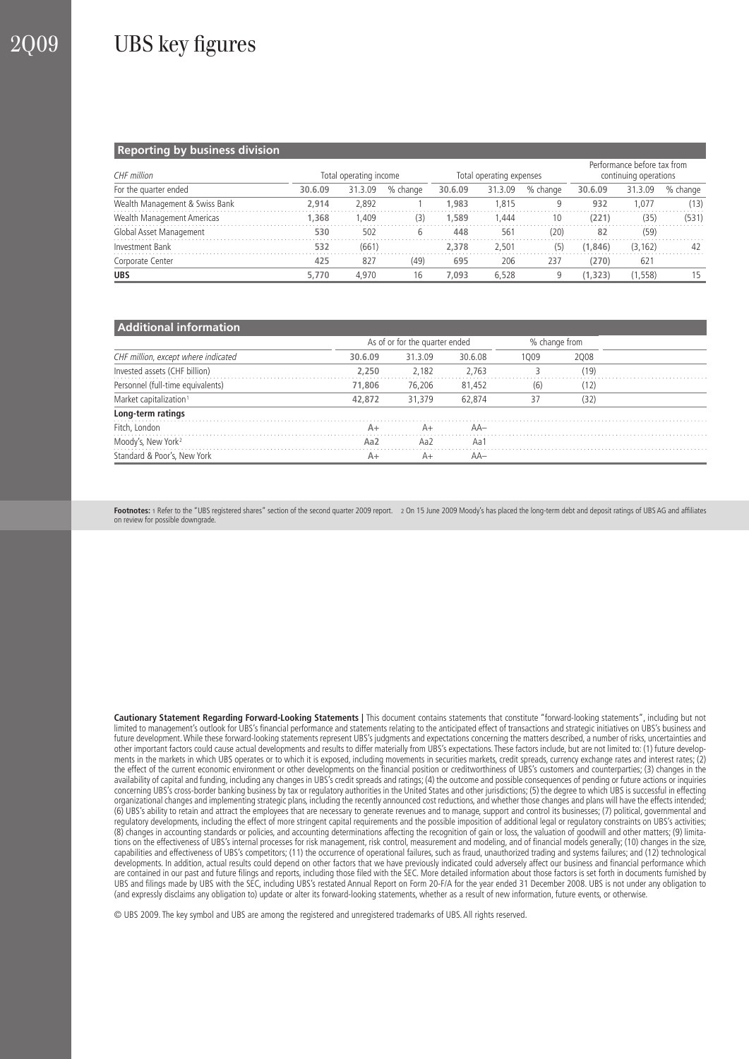# 2Q09 UBS key figures

**Reporting by business division**

| CHF million | Total operating income | | | Total operating expenses | | | Performance before tax from continuing operations | | |
|---|---|---|---|---|---|---|---|---|---|
| For the quarter ended | 30.6.09 | 31.3.09 | % change | 30.6.09 | 31.3.09 | % change | 30.6.09 | 31.3.09 | % change |
| Wealth Management & Swiss Bank | 2,914 | 2,892 | 1 | 1,983 | 1,815 | 9 | 932 | 1,077 | (13) |
| Wealth Management Americas | 1,368 | 1,409 | (3) | 1,589 | 1,444 | 10 | (221) | (35) | (531) |
| Global Asset Management | 530 | 502 | 6 | 448 | 561 | (20) | 82 | (59) | |
| Investment Bank | 532 | (661) | | 2,378 | 2,501 | (5) | (1,846) | (3,162) | 42 |
| Corporate Center | 425 | 827 | (49) | 695 | 206 | 237 | (270) | 621 | |
| **UBS** | **5,770** | 4,970 | 16 | **7,093** | 6,528 | 9 | **(1,323)** | (1,558) | 15 |

**Additional information**

| | As of or for the quarter ended | | | % change from | |
|---|---|---|---|---|---|
| CHF million, except where indicated | 30.6.09 | 31.3.09 | 30.6.08 | 1Q09 | 2Q08 |
| Invested assets (CHF billion) | 2,250 | 2,182 | 2,763 | 3 | (19) |
| Personnel (full-time equivalents) | 71,806 | 76,206 | 81,452 | (6) | (12) |
| Market capitalization[1] | 42,872 | 31,379 | 62,874 | 37 | (32) |
| **Long-term ratings** | | | | | |
| Fitch, London | A+ | A+ | AA– | | |
| Moody's, New York[2] | Aa2 | Aa2 | Aa1 | | |
| Standard & Poor's, New York | A+ | A+ | AA– | | |

**Footnotes:** 1 Refer to the "UBS registered shares" section of the second quarter 2009 report. 2 On 15 June 2009 Moody's has placed the long-term debt and deposit ratings of UBS AG and affiliates on review for possible downgrade.

**Cautionary Statement Regarding Forward-Looking Statements |** This document contains statements that constitute "forward-looking statements", including but not limited to management's outlook for UBS's financial performance and statements relating to the anticipated effect of transactions and strategic initiatives on UBS's business and future development. While these forward-looking statements represent UBS's judgments and expectations concerning the matters described, a number of risks, uncertainties and other important factors could cause actual developments and results to differ materially from UBS's expectations. These factors include, but are not limited to: (1) future developments in the markets in which UBS operates or to which it is exposed, including movements in securities markets, credit spreads, currency exchange rates and interest rates; (2) the effect of the current economic environment or other developments on the financial position or creditworthiness of UBS's customers and counterparties; (3) changes in the availability of capital and funding, including any changes in UBS's credit spreads and ratings; (4) the outcome and possible consequences of pending or future actions or inquiries concerning UBS's cross-border banking business by tax or regulatory authorities in the United States and other jurisdictions; (5) the degree to which UBS is successful in effecting organizational changes and implementing strategic plans, including the recently announced cost reductions, and whether those changes and plans will have the effects intended; (6) UBS's ability to retain and attract the employees that are necessary to generate revenues and to manage, support and control its businesses; (7) political, governmental and regulatory developments, including the effect of more stringent capital requirements and the possible imposition of additional legal or regulatory constraints on UBS's activities; (8) changes in accounting standards or policies, and accounting determinations affecting the recognition of gain or loss, the valuation of goodwill and other matters; (9) limitations on the effectiveness of UBS's internal processes for risk management, risk control, measurement and modeling, and of financial models generally; (10) changes in the size, capabilities and effectiveness of UBS's competitors; (11) the occurrence of operational failures, such as fraud, unauthorized trading and systems failures; and (12) technological developments. In addition, actual results could depend on other factors that we have previously indicated could adversely affect our business and financial performance which are contained in our past and future filings and reports, including those filed with the SEC. More detailed information about those factors is set forth in documents furnished by UBS and filings made by UBS with the SEC, including UBS's restated Annual Report on Form 20-F/A for the year ended 31 December 2008. UBS is not under any obligation to (and expressly disclaims any obligation to) update or alter its forward-looking statements, whether as a result of new information, future events, or otherwise.

© UBS 2009. The key symbol and UBS are among the registered and unregistered trademarks of UBS. All rights reserved.